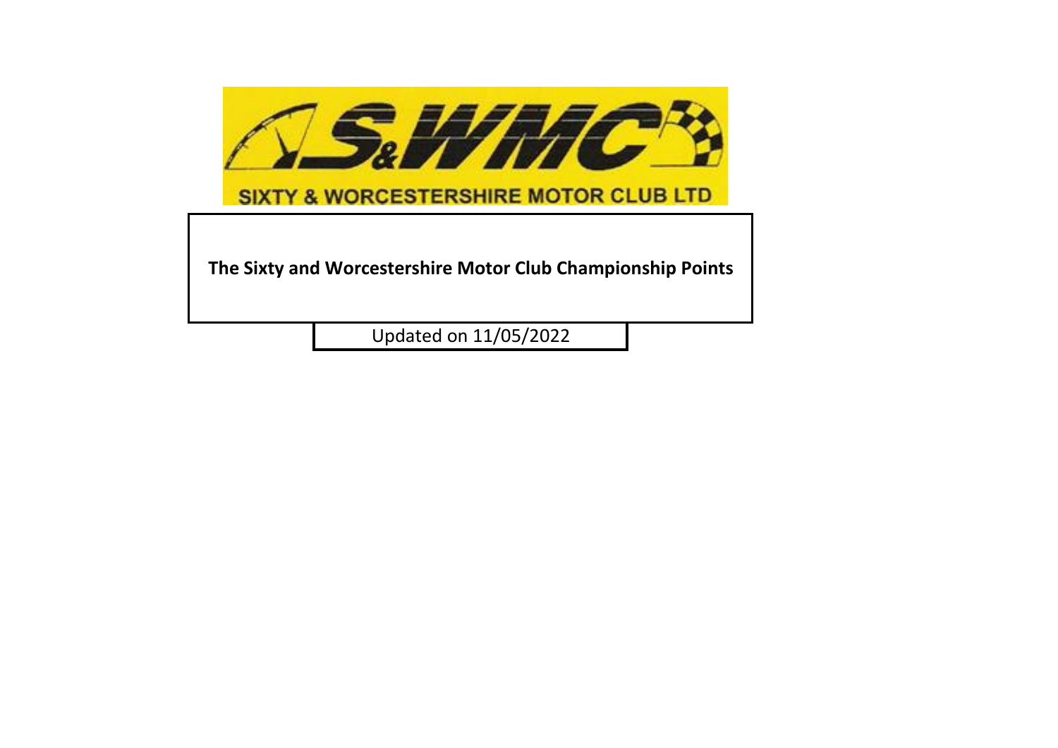S&WMC

SIXTY & WORCESTERSHIRE MOTOR CLUB LTD

# The Sixty and Worcestershire Motor Club Championship Points

Updated on 11/05/2022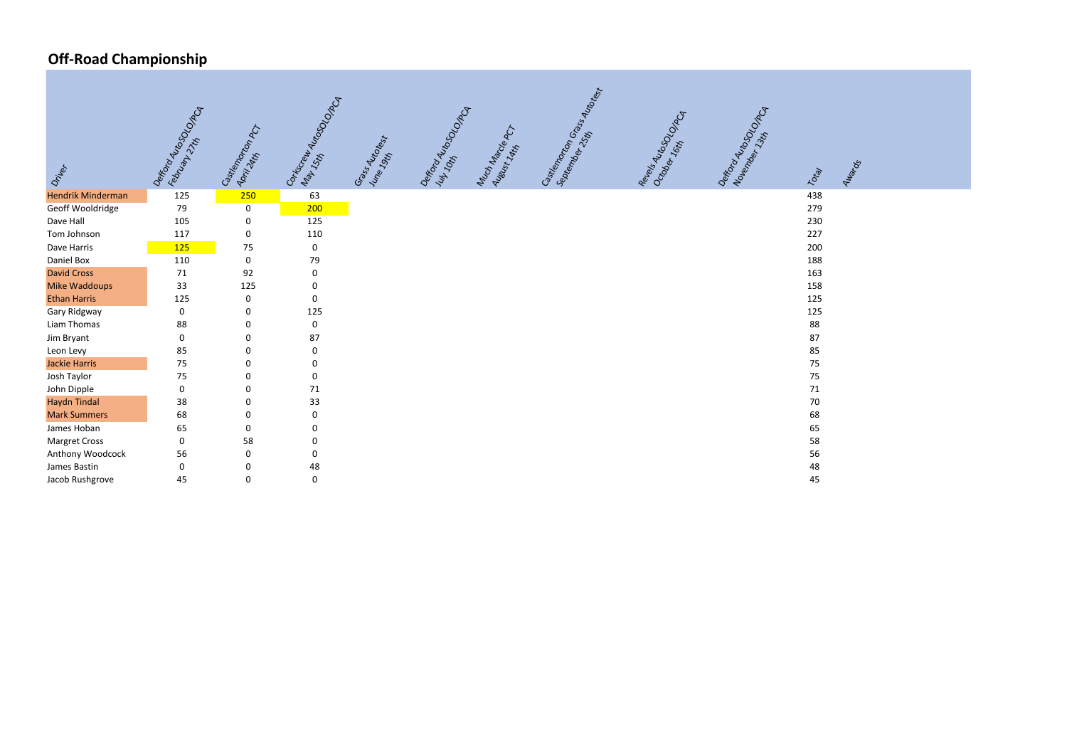## Off-Road Championship

| Driver | Defford AutoSOLO/PCA February 27th | Castlemorton PCT April 24th | Corkscrew AutoSOLO/PCA May 15th | Grass Autotest June 19th | Defford AutoSOLO/PCA July 10th | Much Marcle PCT August 14th | Castlemorton Grass Autotest September 25th | Revels AutoSOLO/PCA October 16th | Defford AutoSOLO/PCA November 13th | Total | Awards |
|---|---|---|---|---|---|---|---|---|---|---|---|
| Hendrik Minderman | 125 | 250 | 63 | | | | | | | 438 | |
| Geoff Wooldridge | 79 | 0 | 200 | | | | | | | 279 | |
| Dave Hall | 105 | 0 | 125 | | | | | | | 230 | |
| Tom Johnson | 117 | 0 | 110 | | | | | | | 227 | |
| Dave Harris | 125 | 75 | 0 | | | | | | | 200 | |
| Daniel Box | 110 | 0 | 79 | | | | | | | 188 | |
| David Cross | 71 | 92 | 0 | | | | | | | 163 | |
| Mike Waddoups | 33 | 125 | 0 | | | | | | | 158 | |
| Ethan Harris | 125 | 0 | 0 | | | | | | | 125 | |
| Gary Ridgway | 0 | 0 | 125 | | | | | | | 125 | |
| Liam Thomas | 88 | 0 | 0 | | | | | | | 88 | |
| Jim Bryant | 0 | 0 | 87 | | | | | | | 87 | |
| Leon Levy | 85 | 0 | 0 | | | | | | | 85 | |
| Jackie Harris | 75 | 0 | 0 | | | | | | | 75 | |
| Josh Taylor | 75 | 0 | 0 | | | | | | | 75 | |
| John Dipple | 0 | 0 | 71 | | | | | | | 71 | |
| Haydn Tindal | 38 | 0 | 33 | | | | | | | 70 | |
| Mark Summers | 68 | 0 | 0 | | | | | | | 68 | |
| James Hoban | 65 | 0 | 0 | | | | | | | 65 | |
| Margret Cross | 0 | 58 | 0 | | | | | | | 58 | |
| Anthony Woodcock | 56 | 0 | 0 | | | | | | | 56 | |
| James Bastin | 0 | 0 | 48 | | | | | | | 48 | |
| Jacob Rushgrove | 45 | 0 | 0 | | | | | | | 45 | |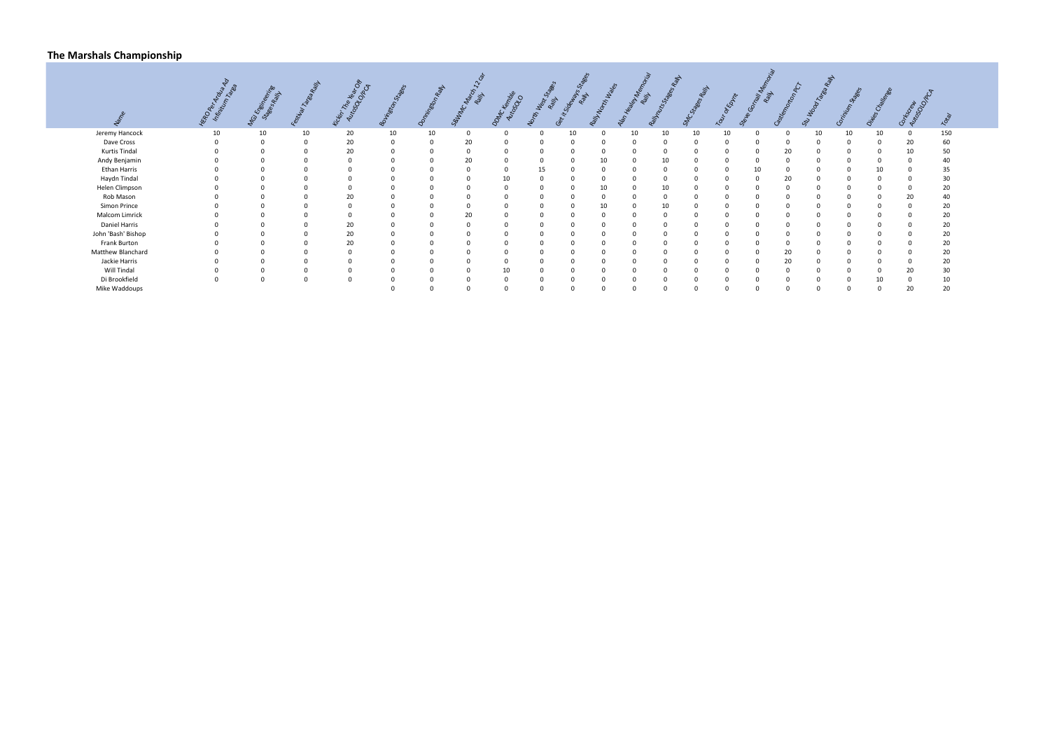## The Marshals Championship

| Name | HERO Per Ardua Ad Infinitum Targa | MGJ Engineering Stages Rally | Festival Targa Rally | Kickin' The Year Off AutoSOLO/PCA | Bovington Stages | Donnington Rally | S&WMC March 12 Car Rally | DDMC Kemble AutoSOLO | North West Stages Rally | Get It Sideways Stages Rally | Rally North Wales | Alan Healey Memorial Rally | Rallynuts Stages Rally | SMC Stages Rally | Tour of Epynt | Steve Gornall Memorial Rally | Castlemorton PCT | Stu Wood Targa Rally | Corinium Stages | Dixies Challenge | Corkscrew AutoSOLO/PCA | Total |
|---|---|---|---|---|---|---|---|---|---|---|---|---|---|---|---|---|---|---|---|---|---|---|
| Jeremy Hancock | 10 | 10 | 10 | 20 | 10 | 10 | 0 | 0 | 0 | 10 | 0 | 10 | 10 | 10 | 10 | 0 | 0 | 10 | 10 | 10 | 0 | 150 |
| Dave Cross | 0 | 0 | 0 | 20 | 0 | 0 | 20 | 0 | 0 | 0 | 0 | 0 | 0 | 0 | 0 | 0 | 0 | 0 | 0 | 0 | 20 | 60 |
| Kurtis Tindal | 0 | 0 | 0 | 20 | 0 | 0 | 0 | 0 | 0 | 0 | 0 | 0 | 0 | 0 | 0 | 0 | 20 | 0 | 0 | 0 | 10 | 50 |
| Andy Benjamin | 0 | 0 | 0 | 0 | 0 | 0 | 20 | 0 | 0 | 0 | 10 | 0 | 10 | 0 | 0 | 0 | 0 | 0 | 0 | 0 | 0 | 40 |
| Ethan Harris | 0 | 0 | 0 | 0 | 0 | 0 | 0 | 0 | 15 | 0 | 0 | 0 | 0 | 0 | 0 | 10 | 0 | 0 | 0 | 10 | 0 | 35 |
| Haydn Tindal | 0 | 0 | 0 | 0 | 0 | 0 | 0 | 10 | 0 | 0 | 0 | 0 | 0 | 0 | 0 | 0 | 20 | 0 | 0 | 0 | 0 | 30 |
| Helen Climpson | 0 | 0 | 0 | 0 | 0 | 0 | 0 | 0 | 0 | 0 | 10 | 0 | 10 | 0 | 0 | 0 | 0 | 0 | 0 | 0 | 0 | 20 |
| Rob Mason | 0 | 0 | 0 | 20 | 0 | 0 | 0 | 0 | 0 | 0 | 0 | 0 | 0 | 0 | 0 | 0 | 0 | 0 | 0 | 0 | 20 | 40 |
| Simon Prince | 0 | 0 | 0 | 0 | 0 | 0 | 0 | 0 | 0 | 0 | 10 | 0 | 10 | 0 | 0 | 0 | 0 | 0 | 0 | 0 | 0 | 20 |
| Malcom Limrick | 0 | 0 | 0 | 0 | 0 | 0 | 20 | 0 | 0 | 0 | 0 | 0 | 0 | 0 | 0 | 0 | 0 | 0 | 0 | 0 | 0 | 20 |
| Daniel Harris | 0 | 0 | 0 | 20 | 0 | 0 | 0 | 0 | 0 | 0 | 0 | 0 | 0 | 0 | 0 | 0 | 0 | 0 | 0 | 0 | 0 | 20 |
| John 'Bash' Bishop | 0 | 0 | 0 | 20 | 0 | 0 | 0 | 0 | 0 | 0 | 0 | 0 | 0 | 0 | 0 | 0 | 0 | 0 | 0 | 0 | 0 | 20 |
| Frank Burton | 0 | 0 | 0 | 20 | 0 | 0 | 0 | 0 | 0 | 0 | 0 | 0 | 0 | 0 | 0 | 0 | 0 | 0 | 0 | 0 | 0 | 20 |
| Matthew Blanchard | 0 | 0 | 0 | 0 | 0 | 0 | 0 | 0 | 0 | 0 | 0 | 0 | 0 | 0 | 0 | 0 | 20 | 0 | 0 | 0 | 0 | 20 |
| Jackie Harris | 0 | 0 | 0 | 0 | 0 | 0 | 0 | 0 | 0 | 0 | 0 | 0 | 0 | 0 | 0 | 0 | 20 | 0 | 0 | 0 | 0 | 20 |
| Will Tindal | 0 | 0 | 0 | 0 | 0 | 0 | 0 | 10 | 0 | 0 | 0 | 0 | 0 | 0 | 0 | 0 | 0 | 0 | 0 | 0 | 20 | 30 |
| Di Brookfield | 0 | 0 | 0 | 0 | 0 | 0 | 0 | 0 | 0 | 0 | 0 | 0 | 0 | 0 | 0 | 0 | 0 | 0 | 0 | 10 | 0 | 10 |
| Mike Waddoups | | | | | 0 | 0 | 0 | 0 | 0 | 0 | 0 | 0 | 0 | 0 | 0 | 0 | 0 | 0 | 0 | 0 | 20 | 20 |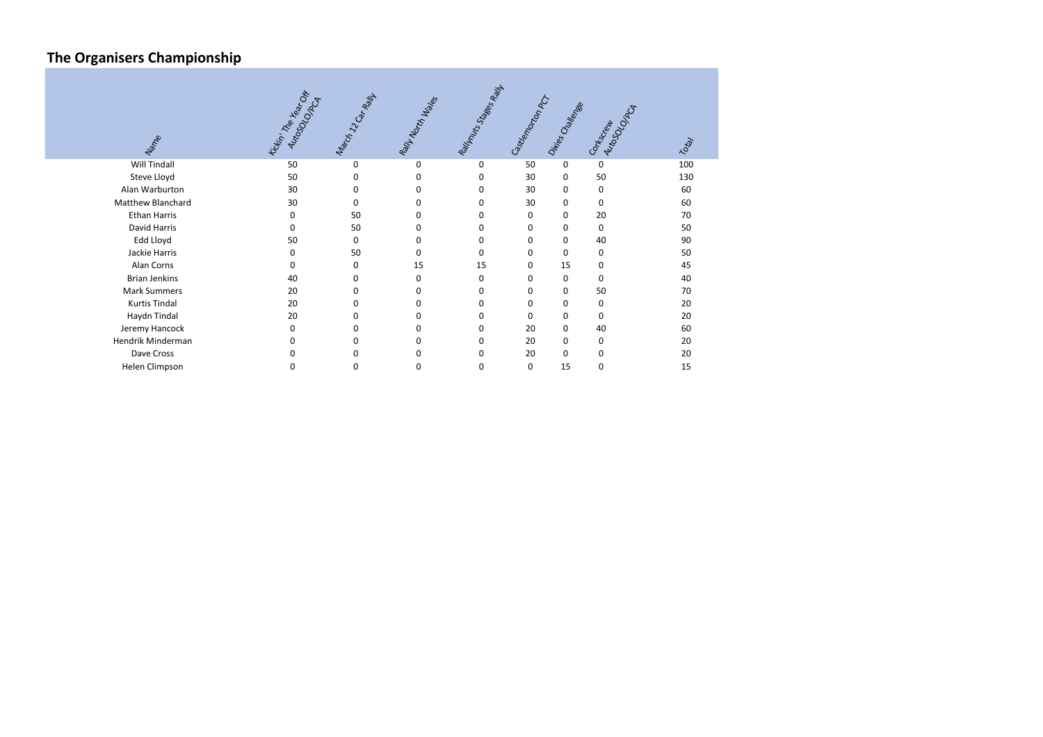# The Organisers Championship

| Name | Kickin' The Year Off AutoSOLO/PCA | March 12 Car Rally | Rally North Wales | Rallynuts Stages Rally | Castlemorton PCT | Dixies Challenge | Corkscrew AutoSOLO/PCA | Total |
|---|---|---|---|---|---|---|---|---|
| Will Tindall | 50 | 0 | 0 | 0 | 50 | 0 | 0 | 100 |
| Steve Lloyd | 50 | 0 | 0 | 0 | 30 | 0 | 50 | 130 |
| Alan Warburton | 30 | 0 | 0 | 0 | 30 | 0 | 0 | 60 |
| Matthew Blanchard | 30 | 0 | 0 | 0 | 30 | 0 | 0 | 60 |
| Ethan Harris | 0 | 50 | 0 | 0 | 0 | 0 | 20 | 70 |
| David Harris | 0 | 50 | 0 | 0 | 0 | 0 | 0 | 50 |
| Edd Lloyd | 50 | 0 | 0 | 0 | 0 | 0 | 40 | 90 |
| Jackie Harris | 0 | 50 | 0 | 0 | 0 | 0 | 0 | 50 |
| Alan Corns | 0 | 0 | 15 | 15 | 0 | 15 | 0 | 45 |
| Brian Jenkins | 40 | 0 | 0 | 0 | 0 | 0 | 0 | 40 |
| Mark Summers | 20 | 0 | 0 | 0 | 0 | 0 | 50 | 70 |
| Kurtis Tindal | 20 | 0 | 0 | 0 | 0 | 0 | 0 | 20 |
| Haydn Tindal | 20 | 0 | 0 | 0 | 0 | 0 | 0 | 20 |
| Jeremy Hancock | 0 | 0 | 0 | 0 | 20 | 0 | 40 | 60 |
| Hendrik Minderman | 0 | 0 | 0 | 0 | 20 | 0 | 0 | 20 |
| Dave Cross | 0 | 0 | 0 | 0 | 20 | 0 | 0 | 20 |
| Helen Climpson | 0 | 0 | 0 | 0 | 0 | 15 | 0 | 15 |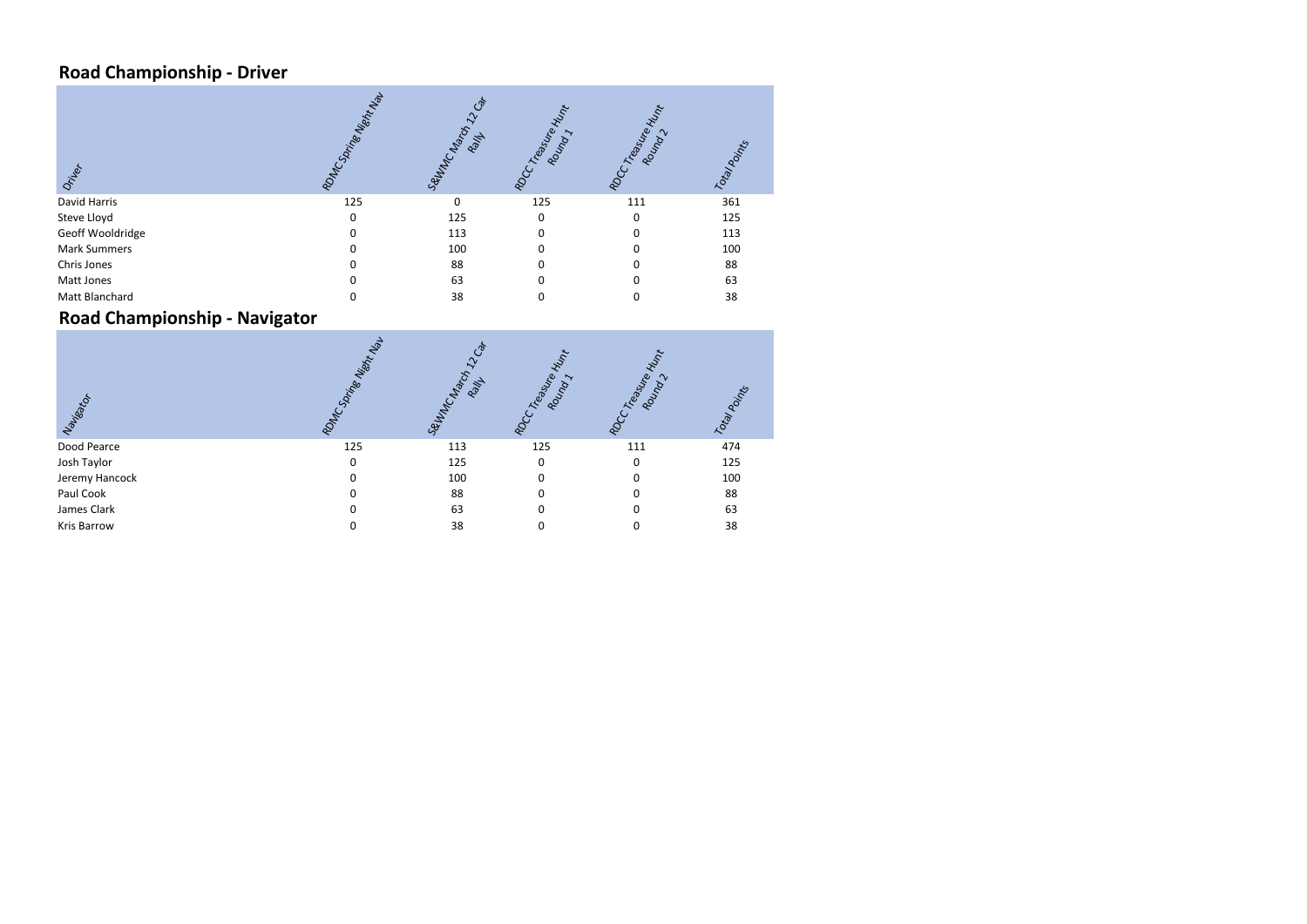## Road Championship - Driver

| Driver | RDMC Spring Night Nav | S&WMC March 12 Car Rally | RDCC Treasure Hunt Round 1 | RDCC Treasure Hunt Round 2 | Total Points |
|---|---|---|---|---|---|
| David Harris | 125 | 0 | 125 | 111 | 361 |
| Steve Lloyd | 0 | 125 | 0 | 0 | 125 |
| Geoff Wooldridge | 0 | 113 | 0 | 0 | 113 |
| Mark Summers | 0 | 100 | 0 | 0 | 100 |
| Chris Jones | 0 | 88 | 0 | 0 | 88 |
| Matt Jones | 0 | 63 | 0 | 0 | 63 |
| Matt Blanchard | 0 | 38 | 0 | 0 | 38 |

## Road Championship - Navigator

| Navigator | RDMC Spring Night Nav | S&WMC March 12 Car Rally | RDCC Treasure Hunt Round 1 | RDCC Treasure Hunt Round 2 | Total Points |
|---|---|---|---|---|---|
| Dood Pearce | 125 | 113 | 125 | 111 | 474 |
| Josh Taylor | 0 | 125 | 0 | 0 | 125 |
| Jeremy Hancock | 0 | 100 | 0 | 0 | 100 |
| Paul Cook | 0 | 88 | 0 | 0 | 88 |
| James Clark | 0 | 63 | 0 | 0 | 63 |
| Kris Barrow | 0 | 38 | 0 | 0 | 38 |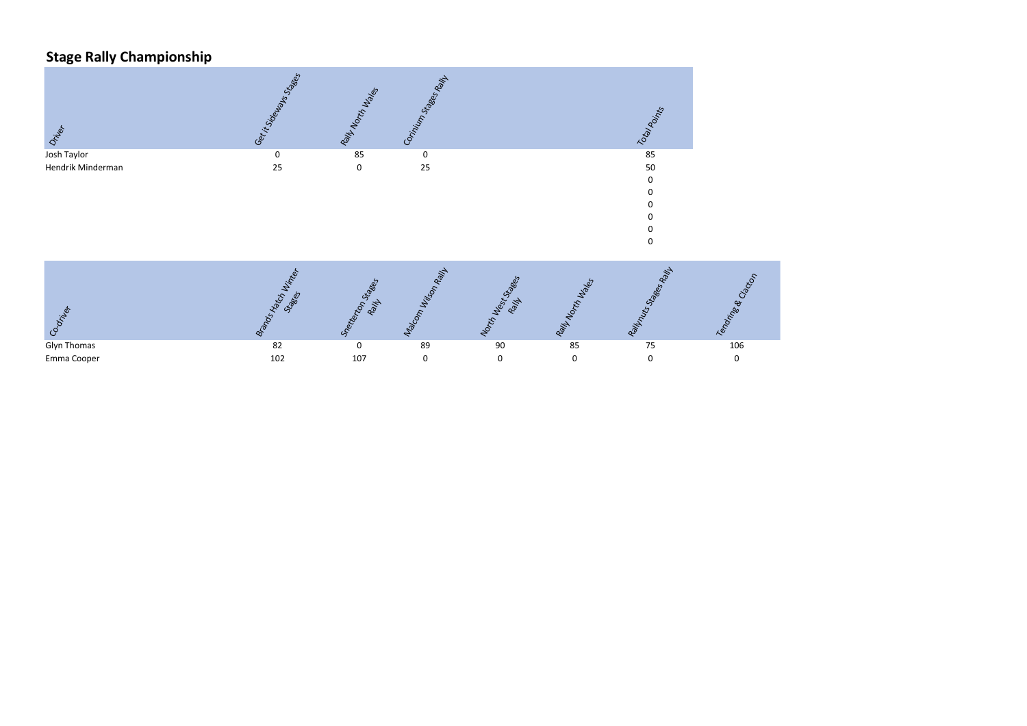## Stage Rally Championship

| Driver | Get it Sideways Stages | Rally North Wales | Corinium Stages Rally | | | Total Points |
|---|---|---|---|---|---|---|
| Josh Taylor | 0 | 85 | 0 | | | 85 |
| Hendrik Minderman | 25 | 0 | 25 | | | 50 |
| | | | | | | 0 |
| | | | | | | 0 |
| | | | | | | 0 |
| | | | | | | 0 |
| | | | | | | 0 |
| | | | | | | 0 |

| Co-driver | Brands Hatch Winter Stages | Snetterton Stages Rally | Malcom Wilson Rally | North West Stages Rally | Rally North Wales | Rallynuts Stages Rally | Tendring & Clacton |
|---|---|---|---|---|---|---|---|
| Glyn Thomas | 82 | 0 | 89 | 90 | 85 | 75 | 106 |
| Emma Cooper | 102 | 107 | 0 | 0 | 0 | 0 | 0 |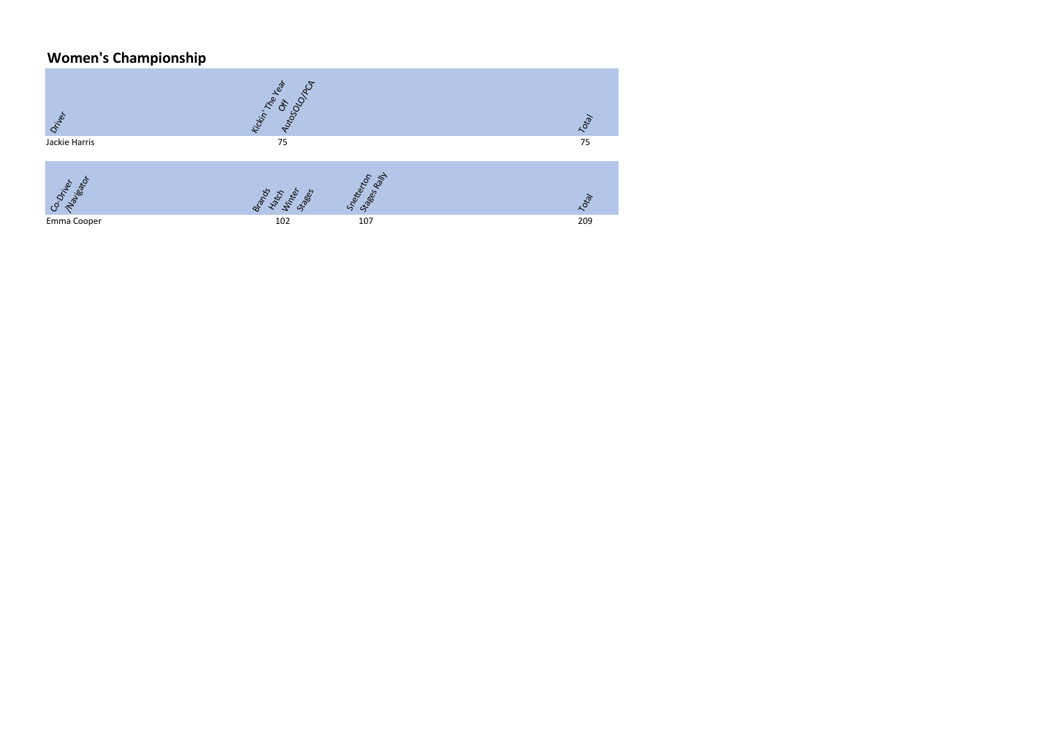## Women's Championship

| Driver | Kickin' The Year Off AutoSOLO/PCA | Total |
|---|---|---|
| Jackie Harris | 75 | 75 |

| Co-Driver /Navigator | Brands Hatch Winter Stages | Snetterton Stages Rally | Total |
|---|---|---|---|
| Emma Cooper | 102 | 107 | 209 |